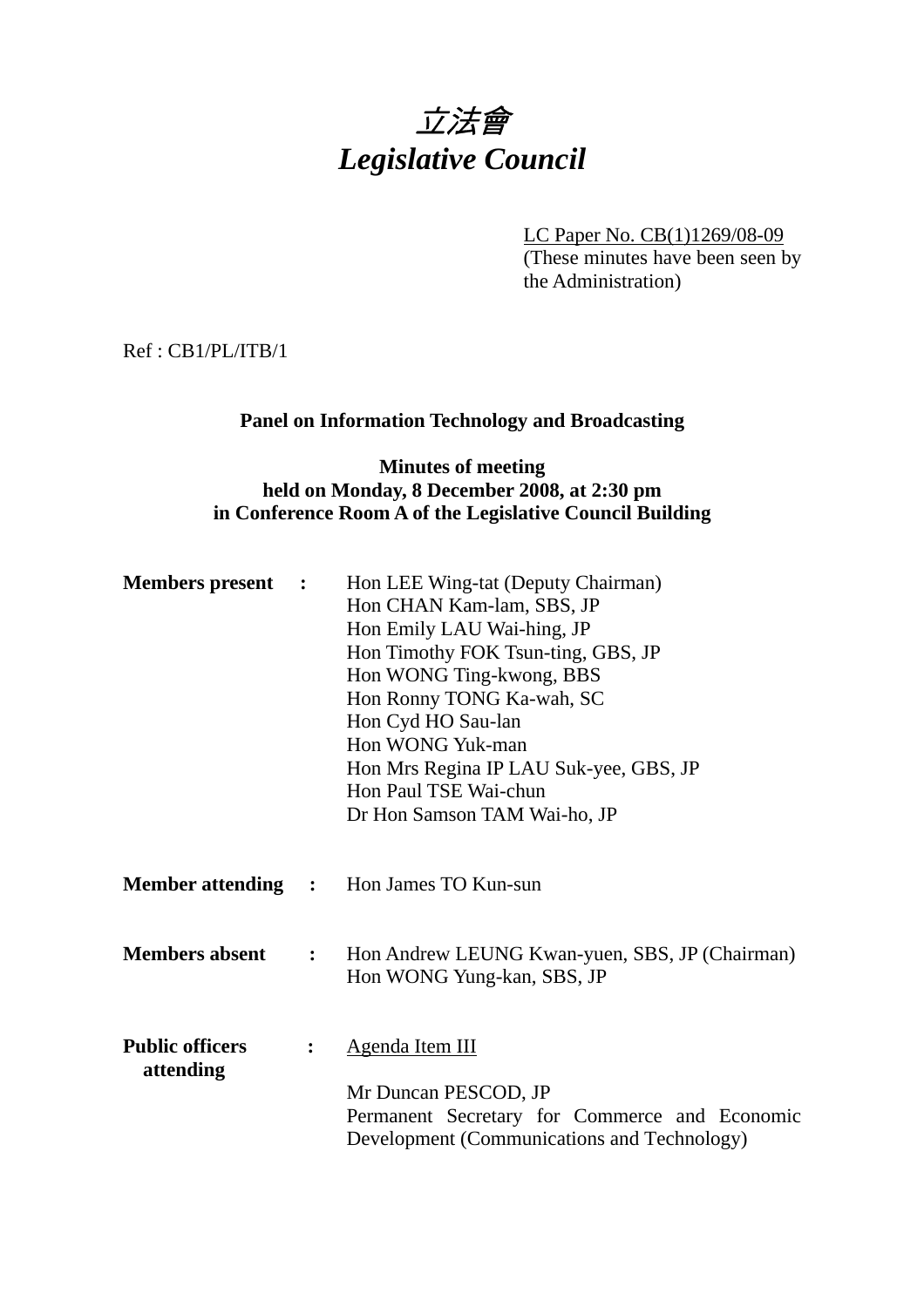# *立法會*
# *Legislative Council*

LC Paper No. CB(1)1269/08-09
(These minutes have been seen by the Administration)

Ref : CB1/PL/ITB/1

**Panel on Information Technology and Broadcasting**

**Minutes of meeting**
**held on Monday, 8 December 2008, at 2:30 pm**
**in Conference Room A of the Legislative Council Building**

**Members present** :
Hon LEE Wing-tat (Deputy Chairman)
Hon CHAN Kam-lam, SBS, JP
Hon Emily LAU Wai-hing, JP
Hon Timothy FOK Tsun-ting, GBS, JP
Hon WONG Ting-kwong, BBS
Hon Ronny TONG Ka-wah, SC
Hon Cyd HO Sau-lan
Hon WONG Yuk-man
Hon Mrs Regina IP LAU Suk-yee, GBS, JP
Hon Paul TSE Wai-chun
Dr Hon Samson TAM Wai-ho, JP

**Member attending** :
Hon James TO Kun-sun

**Members absent** :
Hon Andrew LEUNG Kwan-yuen, SBS, JP (Chairman)
Hon WONG Yung-kan, SBS, JP

**Public officers attending** :
Agenda Item III

Mr Duncan PESCOD, JP
Permanent Secretary for Commerce and Economic Development (Communications and Technology)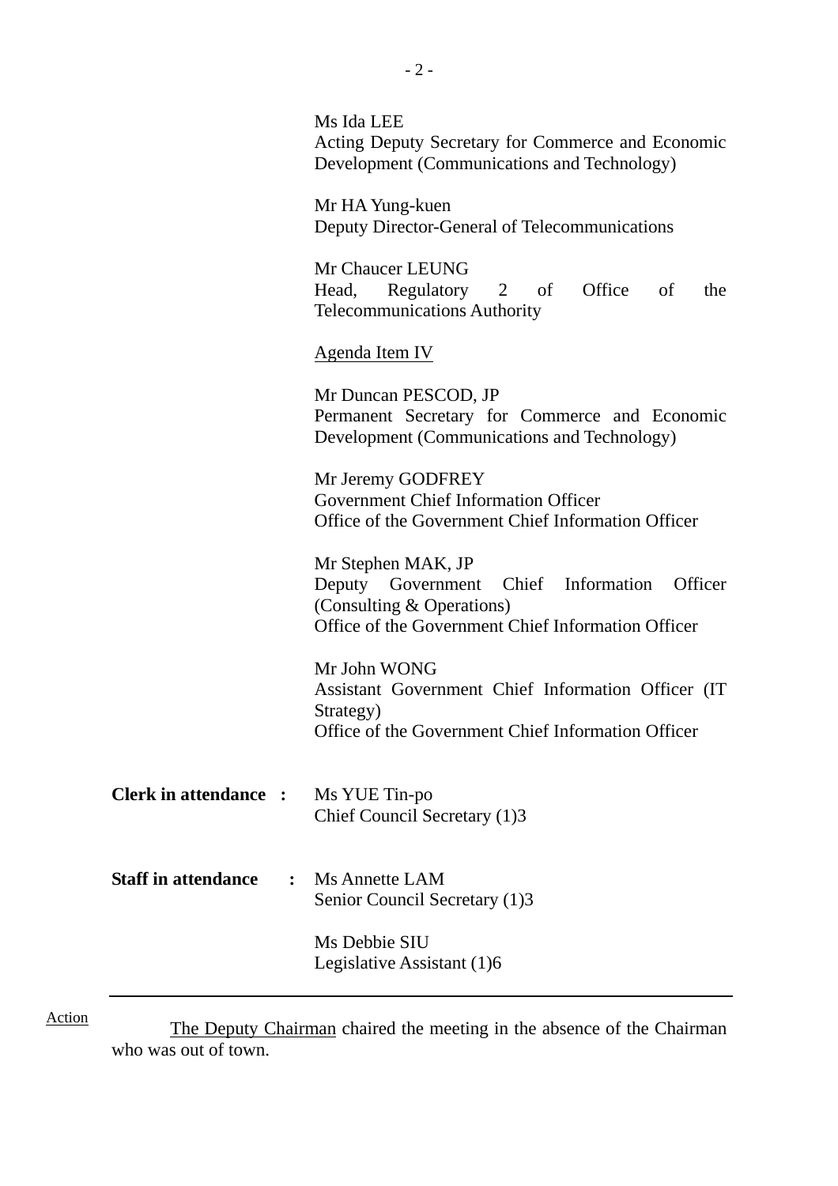Ms Ida LEE
Acting Deputy Secretary for Commerce and Economic Development (Communications and Technology)

Mr HA Yung-kuen
Deputy Director-General of Telecommunications

Mr Chaucer LEUNG
Head, Regulatory 2 of Office of the Telecommunications Authority

<u>Agenda Item IV</u>

Mr Duncan PESCOD, JP
Permanent Secretary for Commerce and Economic Development (Communications and Technology)

Mr Jeremy GODFREY
Government Chief Information Officer
Office of the Government Chief Information Officer

Mr Stephen MAK, JP
Deputy Government Chief Information Officer (Consulting & Operations)
Office of the Government Chief Information Officer

Mr John WONG
Assistant Government Chief Information Officer (IT Strategy)
Office of the Government Chief Information Officer

**Clerk in attendance :** Ms YUE Tin-po
Chief Council Secretary (1)3

**Staff in attendance :** Ms Annette LAM
Senior Council Secretary (1)3

Ms Debbie SIU
Legislative Assistant (1)6

---

Action

<u>The Deputy Chairman</u> chaired the meeting in the absence of the Chairman who was out of town.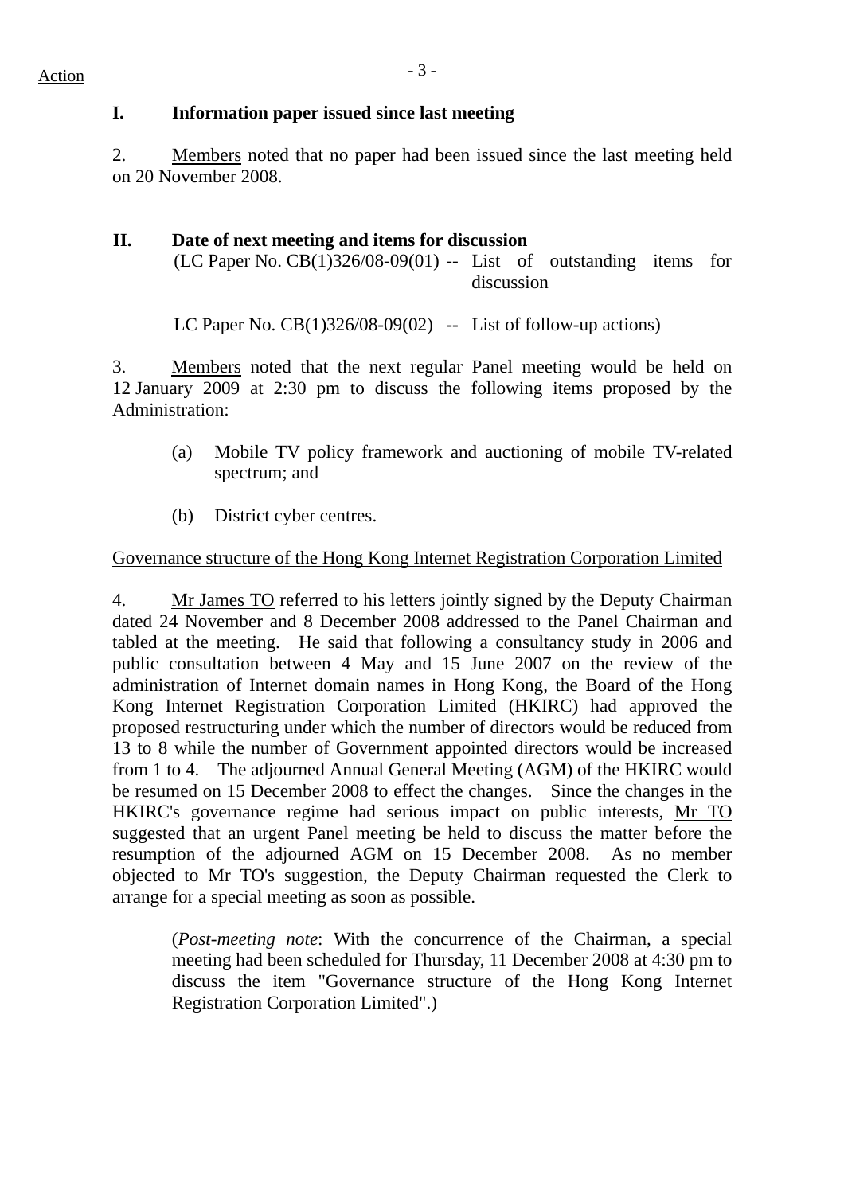Action

## I. Information paper issued since last meeting

2. Members noted that no paper had been issued since the last meeting held on 20 November 2008.

## II. Date of next meeting and items for discussion

(LC Paper No. CB(1)326/08-09(01) -- List of outstanding items for discussion

LC Paper No. CB(1)326/08-09(02) -- List of follow-up actions)

3. Members noted that the next regular Panel meeting would be held on 12 January 2009 at 2:30 pm to discuss the following items proposed by the Administration:

(a) Mobile TV policy framework and auctioning of mobile TV-related spectrum; and

(b) District cyber centres.

Governance structure of the Hong Kong Internet Registration Corporation Limited

4. Mr James TO referred to his letters jointly signed by the Deputy Chairman dated 24 November and 8 December 2008 addressed to the Panel Chairman and tabled at the meeting. He said that following a consultancy study in 2006 and public consultation between 4 May and 15 June 2007 on the review of the administration of Internet domain names in Hong Kong, the Board of the Hong Kong Internet Registration Corporation Limited (HKIRC) had approved the proposed restructuring under which the number of directors would be reduced from 13 to 8 while the number of Government appointed directors would be increased from 1 to 4. The adjourned Annual General Meeting (AGM) of the HKIRC would be resumed on 15 December 2008 to effect the changes. Since the changes in the HKIRC's governance regime had serious impact on public interests, Mr TO suggested that an urgent Panel meeting be held to discuss the matter before the resumption of the adjourned AGM on 15 December 2008. As no member objected to Mr TO's suggestion, the Deputy Chairman requested the Clerk to arrange for a special meeting as soon as possible.

(*Post-meeting note*: With the concurrence of the Chairman, a special meeting had been scheduled for Thursday, 11 December 2008 at 4:30 pm to discuss the item "Governance structure of the Hong Kong Internet Registration Corporation Limited".)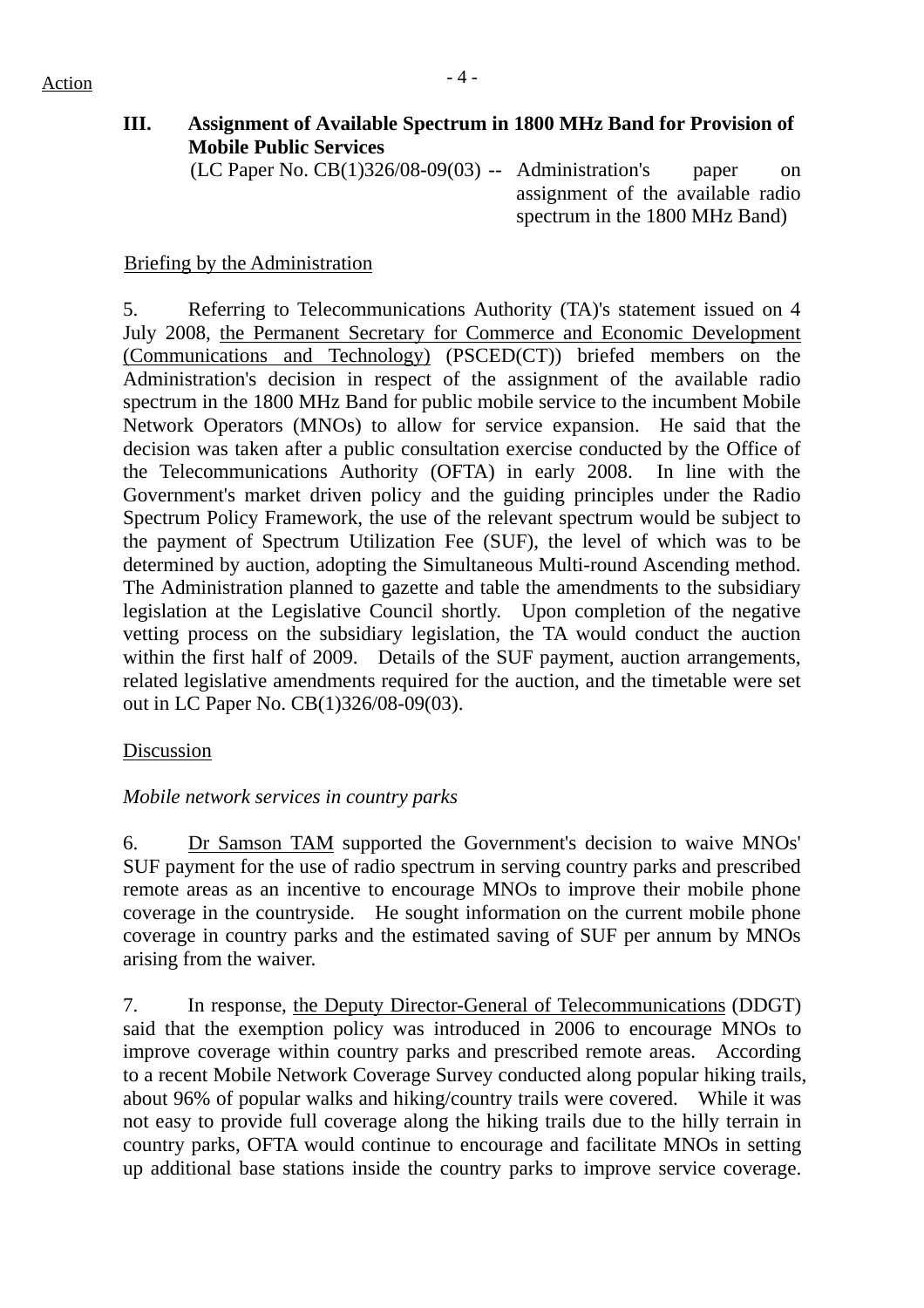Action

### III. Assignment of Available Spectrum in 1800 MHz Band for Provision of Mobile Public Services

(LC Paper No. CB(1)326/08-09(03) -- Administration's paper on assignment of the available radio spectrum in the 1800 MHz Band)

Briefing by the Administration

5. Referring to Telecommunications Authority (TA)'s statement issued on 4 July 2008, the Permanent Secretary for Commerce and Economic Development (Communications and Technology) (PSCED(CT)) briefed members on the Administration's decision in respect of the assignment of the available radio spectrum in the 1800 MHz Band for public mobile service to the incumbent Mobile Network Operators (MNOs) to allow for service expansion. He said that the decision was taken after a public consultation exercise conducted by the Office of the Telecommunications Authority (OFTA) in early 2008. In line with the Government's market driven policy and the guiding principles under the Radio Spectrum Policy Framework, the use of the relevant spectrum would be subject to the payment of Spectrum Utilization Fee (SUF), the level of which was to be determined by auction, adopting the Simultaneous Multi-round Ascending method. The Administration planned to gazette and table the amendments to the subsidiary legislation at the Legislative Council shortly. Upon completion of the negative vetting process on the subsidiary legislation, the TA would conduct the auction within the first half of 2009. Details of the SUF payment, auction arrangements, related legislative amendments required for the auction, and the timetable were set out in LC Paper No. CB(1)326/08-09(03).

Discussion

*Mobile network services in country parks*

6. Dr Samson TAM supported the Government's decision to waive MNOs' SUF payment for the use of radio spectrum in serving country parks and prescribed remote areas as an incentive to encourage MNOs to improve their mobile phone coverage in the countryside. He sought information on the current mobile phone coverage in country parks and the estimated saving of SUF per annum by MNOs arising from the waiver.

7. In response, the Deputy Director-General of Telecommunications (DDGT) said that the exemption policy was introduced in 2006 to encourage MNOs to improve coverage within country parks and prescribed remote areas. According to a recent Mobile Network Coverage Survey conducted along popular hiking trails, about 96% of popular walks and hiking/country trails were covered. While it was not easy to provide full coverage along the hiking trails due to the hilly terrain in country parks, OFTA would continue to encourage and facilitate MNOs in setting up additional base stations inside the country parks to improve service coverage.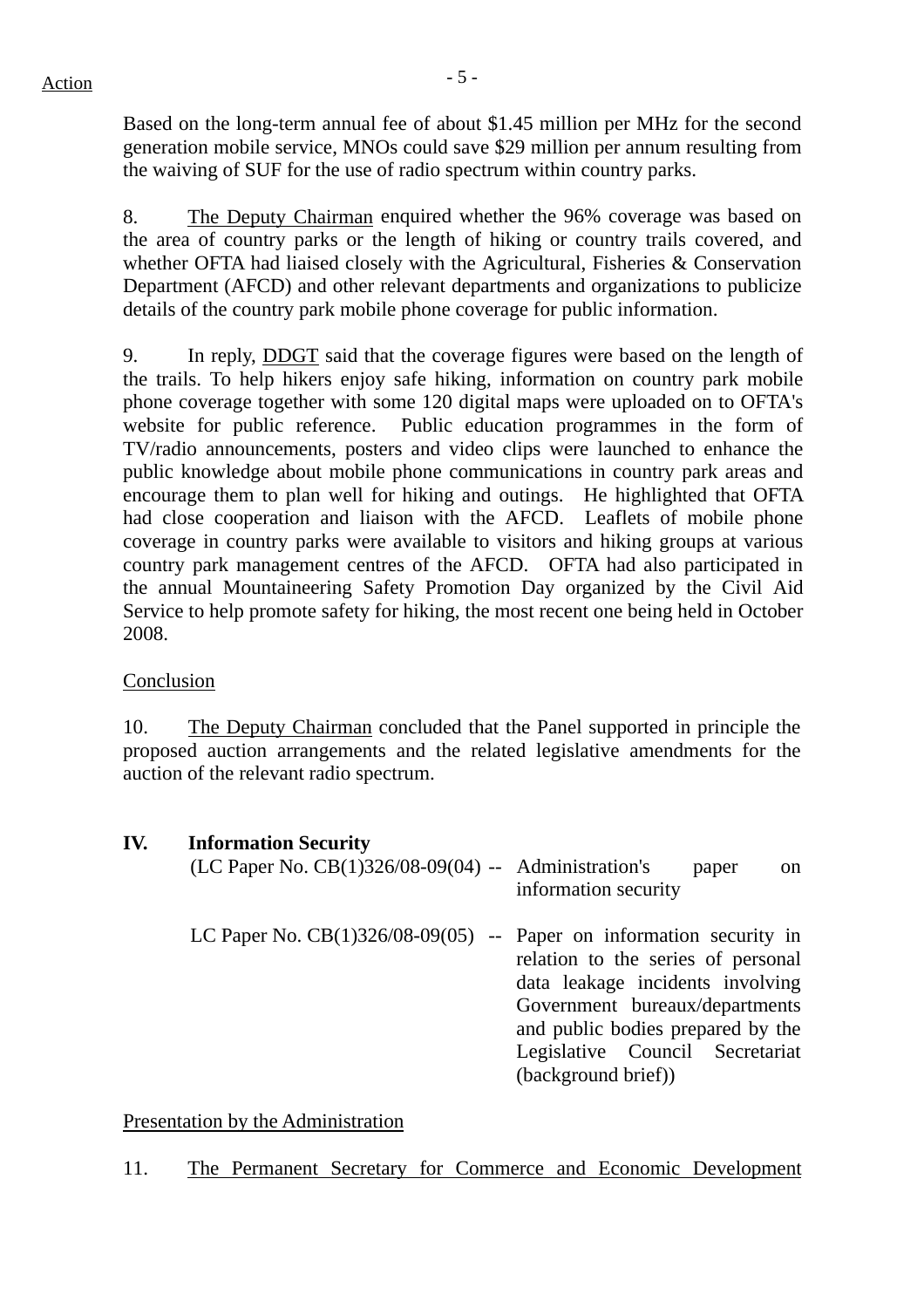Action

Based on the long-term annual fee of about $1.45 million per MHz for the second generation mobile service, MNOs could save $29 million per annum resulting from the waiving of SUF for the use of radio spectrum within country parks.

8. The Deputy Chairman enquired whether the 96% coverage was based on the area of country parks or the length of hiking or country trails covered, and whether OFTA had liaised closely with the Agricultural, Fisheries & Conservation Department (AFCD) and other relevant departments and organizations to publicize details of the country park mobile phone coverage for public information.

9. In reply, DDGT said that the coverage figures were based on the length of the trails. To help hikers enjoy safe hiking, information on country park mobile phone coverage together with some 120 digital maps were uploaded on to OFTA's website for public reference. Public education programmes in the form of TV/radio announcements, posters and video clips were launched to enhance the public knowledge about mobile phone communications in country park areas and encourage them to plan well for hiking and outings. He highlighted that OFTA had close cooperation and liaison with the AFCD. Leaflets of mobile phone coverage in country parks were available to visitors and hiking groups at various country park management centres of the AFCD. OFTA had also participated in the annual Mountaineering Safety Promotion Day organized by the Civil Aid Service to help promote safety for hiking, the most recent one being held in October 2008.

Conclusion

10. The Deputy Chairman concluded that the Panel supported in principle the proposed auction arrangements and the related legislative amendments for the auction of the relevant radio spectrum.

**IV. Information Security**

(LC Paper No. CB(1)326/08-09(04) -- Administration's paper on information security

LC Paper No. CB(1)326/08-09(05) -- Paper on information security in relation to the series of personal data leakage incidents involving Government bureaux/departments and public bodies prepared by the Legislative Council Secretariat (background brief))

Presentation by the Administration

11. The Permanent Secretary for Commerce and Economic Development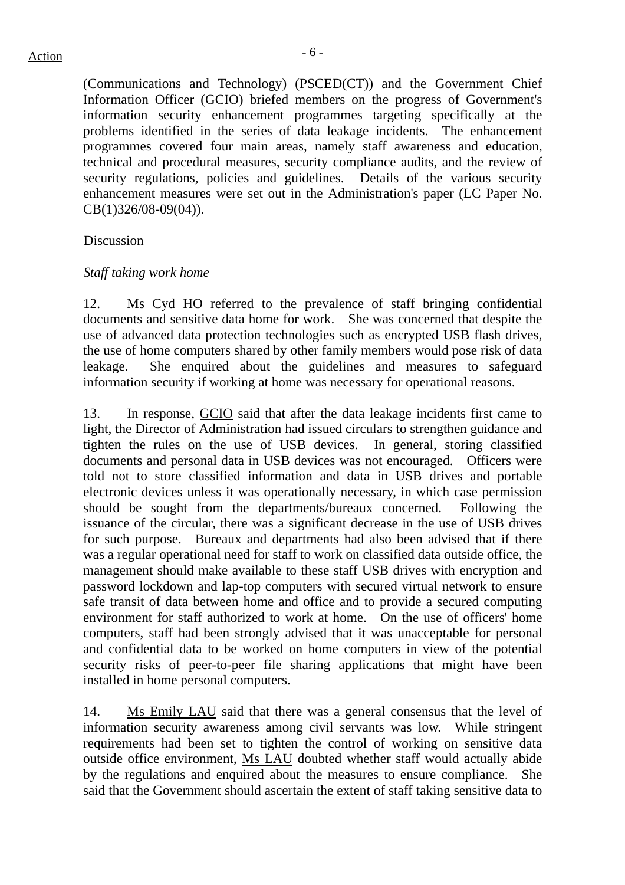(Communications and Technology) (PSCED(CT)) and the Government Chief Information Officer (GCIO) briefed members on the progress of Government's information security enhancement programmes targeting specifically at the problems identified in the series of data leakage incidents. The enhancement programmes covered four main areas, namely staff awareness and education, technical and procedural measures, security compliance audits, and the review of security regulations, policies and guidelines. Details of the various security enhancement measures were set out in the Administration's paper (LC Paper No. CB(1)326/08-09(04)).

Discussion

*Staff taking work home*

12. Ms Cyd HO referred to the prevalence of staff bringing confidential documents and sensitive data home for work. She was concerned that despite the use of advanced data protection technologies such as encrypted USB flash drives, the use of home computers shared by other family members would pose risk of data leakage. She enquired about the guidelines and measures to safeguard information security if working at home was necessary for operational reasons.

13. In response, GCIO said that after the data leakage incidents first came to light, the Director of Administration had issued circulars to strengthen guidance and tighten the rules on the use of USB devices. In general, storing classified documents and personal data in USB devices was not encouraged. Officers were told not to store classified information and data in USB drives and portable electronic devices unless it was operationally necessary, in which case permission should be sought from the departments/bureaux concerned. Following the issuance of the circular, there was a significant decrease in the use of USB drives for such purpose. Bureaux and departments had also been advised that if there was a regular operational need for staff to work on classified data outside office, the management should make available to these staff USB drives with encryption and password lockdown and lap-top computers with secured virtual network to ensure safe transit of data between home and office and to provide a secured computing environment for staff authorized to work at home. On the use of officers' home computers, staff had been strongly advised that it was unacceptable for personal and confidential data to be worked on home computers in view of the potential security risks of peer-to-peer file sharing applications that might have been installed in home personal computers.

14. Ms Emily LAU said that there was a general consensus that the level of information security awareness among civil servants was low. While stringent requirements had been set to tighten the control of working on sensitive data outside office environment, Ms LAU doubted whether staff would actually abide by the regulations and enquired about the measures to ensure compliance. She said that the Government should ascertain the extent of staff taking sensitive data to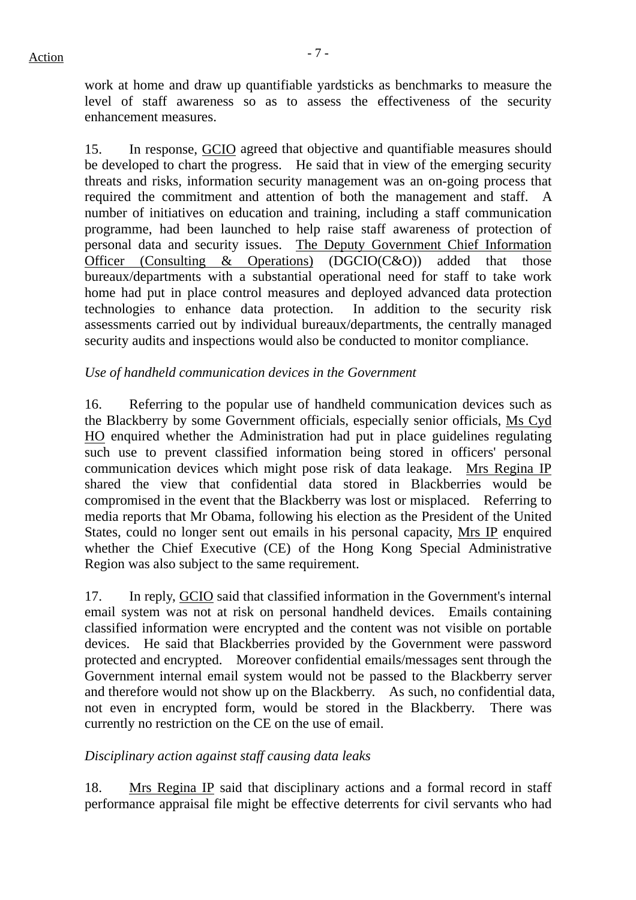work at home and draw up quantifiable yardsticks as benchmarks to measure the level of staff awareness so as to assess the effectiveness of the security enhancement measures.

15. In response, GCIO agreed that objective and quantifiable measures should be developed to chart the progress. He said that in view of the emerging security threats and risks, information security management was an on-going process that required the commitment and attention of both the management and staff. A number of initiatives on education and training, including a staff communication programme, had been launched to help raise staff awareness of protection of personal data and security issues. The Deputy Government Chief Information Officer (Consulting & Operations) (DGCIO(C&O)) added that those bureaux/departments with a substantial operational need for staff to take work home had put in place control measures and deployed advanced data protection technologies to enhance data protection. In addition to the security risk assessments carried out by individual bureaux/departments, the centrally managed security audits and inspections would also be conducted to monitor compliance.

*Use of handheld communication devices in the Government*

16. Referring to the popular use of handheld communication devices such as the Blackberry by some Government officials, especially senior officials, Ms Cyd HO enquired whether the Administration had put in place guidelines regulating such use to prevent classified information being stored in officers' personal communication devices which might pose risk of data leakage. Mrs Regina IP shared the view that confidential data stored in Blackberries would be compromised in the event that the Blackberry was lost or misplaced. Referring to media reports that Mr Obama, following his election as the President of the United States, could no longer sent out emails in his personal capacity, Mrs IP enquired whether the Chief Executive (CE) of the Hong Kong Special Administrative Region was also subject to the same requirement.

17. In reply, GCIO said that classified information in the Government's internal email system was not at risk on personal handheld devices. Emails containing classified information were encrypted and the content was not visible on portable devices. He said that Blackberries provided by the Government were password protected and encrypted. Moreover confidential emails/messages sent through the Government internal email system would not be passed to the Blackberry server and therefore would not show up on the Blackberry. As such, no confidential data, not even in encrypted form, would be stored in the Blackberry. There was currently no restriction on the CE on the use of email.

*Disciplinary action against staff causing data leaks*

18. Mrs Regina IP said that disciplinary actions and a formal record in staff performance appraisal file might be effective deterrents for civil servants who had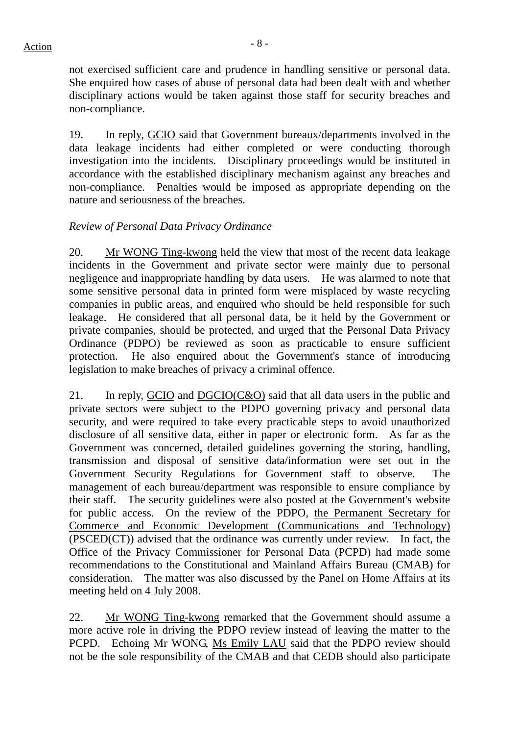not exercised sufficient care and prudence in handling sensitive or personal data. She enquired how cases of abuse of personal data had been dealt with and whether disciplinary actions would be taken against those staff for security breaches and non-compliance.

19. In reply, GCIO said that Government bureaux/departments involved in the data leakage incidents had either completed or were conducting thorough investigation into the incidents. Disciplinary proceedings would be instituted in accordance with the established disciplinary mechanism against any breaches and non-compliance. Penalties would be imposed as appropriate depending on the nature and seriousness of the breaches.

*Review of Personal Data Privacy Ordinance*

20. Mr WONG Ting-kwong held the view that most of the recent data leakage incidents in the Government and private sector were mainly due to personal negligence and inappropriate handling by data users. He was alarmed to note that some sensitive personal data in printed form were misplaced by waste recycling companies in public areas, and enquired who should be held responsible for such leakage. He considered that all personal data, be it held by the Government or private companies, should be protected, and urged that the Personal Data Privacy Ordinance (PDPO) be reviewed as soon as practicable to ensure sufficient protection. He also enquired about the Government's stance of introducing legislation to make breaches of privacy a criminal offence.

21. In reply, GCIO and DGCIO(C&O) said that all data users in the public and private sectors were subject to the PDPO governing privacy and personal data security, and were required to take every practicable steps to avoid unauthorized disclosure of all sensitive data, either in paper or electronic form. As far as the Government was concerned, detailed guidelines governing the storing, handling, transmission and disposal of sensitive data/information were set out in the Government Security Regulations for Government staff to observe. The management of each bureau/department was responsible to ensure compliance by their staff. The security guidelines were also posted at the Government's website for public access. On the review of the PDPO, the Permanent Secretary for Commerce and Economic Development (Communications and Technology) (PSCED(CT)) advised that the ordinance was currently under review. In fact, the Office of the Privacy Commissioner for Personal Data (PCPD) had made some recommendations to the Constitutional and Mainland Affairs Bureau (CMAB) for consideration. The matter was also discussed by the Panel on Home Affairs at its meeting held on 4 July 2008.

22. Mr WONG Ting-kwong remarked that the Government should assume a more active role in driving the PDPO review instead of leaving the matter to the PCPD. Echoing Mr WONG, Ms Emily LAU said that the PDPO review should not be the sole responsibility of the CMAB and that CEDB should also participate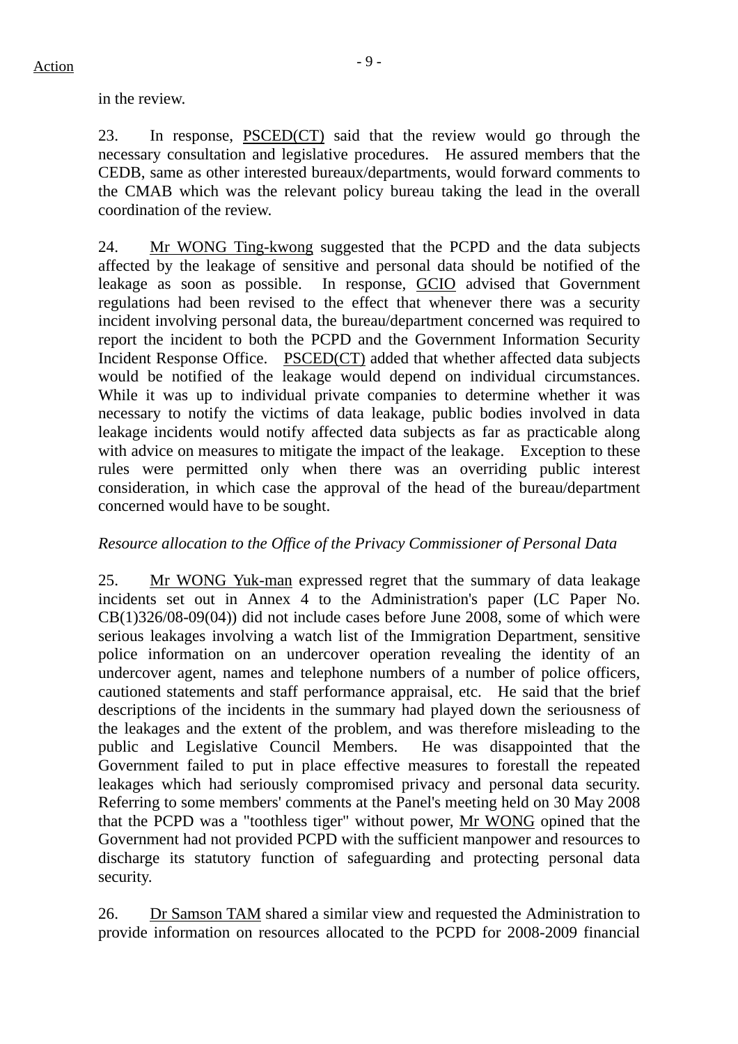in the review.

23. In response, PSCED(CT) said that the review would go through the necessary consultation and legislative procedures. He assured members that the CEDB, same as other interested bureaux/departments, would forward comments to the CMAB which was the relevant policy bureau taking the lead in the overall coordination of the review.

24. Mr WONG Ting-kwong suggested that the PCPD and the data subjects affected by the leakage of sensitive and personal data should be notified of the leakage as soon as possible. In response, GCIO advised that Government regulations had been revised to the effect that whenever there was a security incident involving personal data, the bureau/department concerned was required to report the incident to both the PCPD and the Government Information Security Incident Response Office. PSCED(CT) added that whether affected data subjects would be notified of the leakage would depend on individual circumstances. While it was up to individual private companies to determine whether it was necessary to notify the victims of data leakage, public bodies involved in data leakage incidents would notify affected data subjects as far as practicable along with advice on measures to mitigate the impact of the leakage. Exception to these rules were permitted only when there was an overriding public interest consideration, in which case the approval of the head of the bureau/department concerned would have to be sought.

*Resource allocation to the Office of the Privacy Commissioner of Personal Data*

25. Mr WONG Yuk-man expressed regret that the summary of data leakage incidents set out in Annex 4 to the Administration's paper (LC Paper No. CB(1)326/08-09(04)) did not include cases before June 2008, some of which were serious leakages involving a watch list of the Immigration Department, sensitive police information on an undercover operation revealing the identity of an undercover agent, names and telephone numbers of a number of police officers, cautioned statements and staff performance appraisal, etc. He said that the brief descriptions of the incidents in the summary had played down the seriousness of the leakages and the extent of the problem, and was therefore misleading to the public and Legislative Council Members. He was disappointed that the Government failed to put in place effective measures to forestall the repeated leakages which had seriously compromised privacy and personal data security. Referring to some members' comments at the Panel's meeting held on 30 May 2008 that the PCPD was a "toothless tiger" without power, Mr WONG opined that the Government had not provided PCPD with the sufficient manpower and resources to discharge its statutory function of safeguarding and protecting personal data security.

26. Dr Samson TAM shared a similar view and requested the Administration to provide information on resources allocated to the PCPD for 2008-2009 financial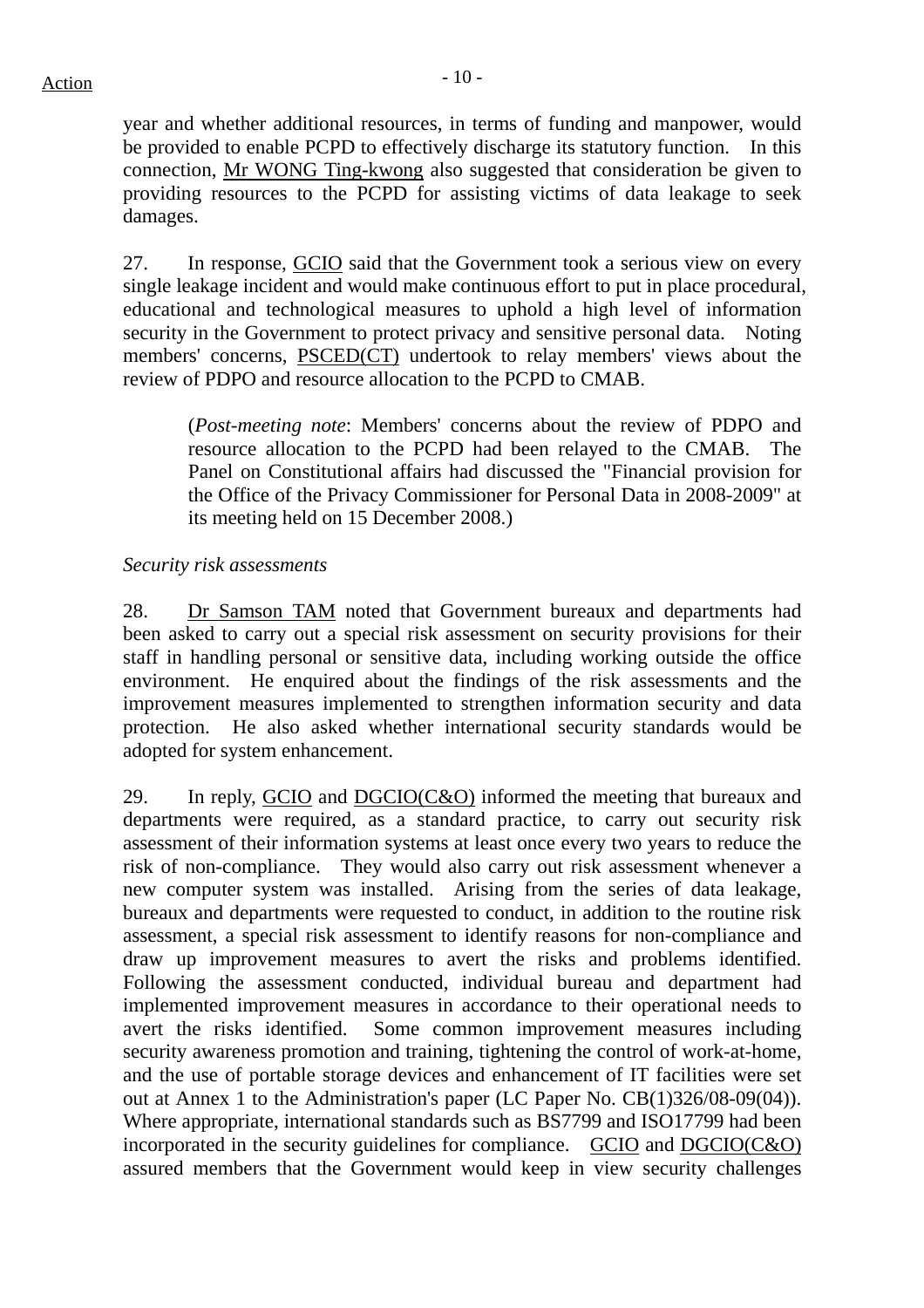year and whether additional resources, in terms of funding and manpower, would be provided to enable PCPD to effectively discharge its statutory function. In this connection, Mr WONG Ting-kwong also suggested that consideration be given to providing resources to the PCPD for assisting victims of data leakage to seek damages.

27. In response, GCIO said that the Government took a serious view on every single leakage incident and would make continuous effort to put in place procedural, educational and technological measures to uphold a high level of information security in the Government to protect privacy and sensitive personal data. Noting members' concerns, PSCED(CT) undertook to relay members' views about the review of PDPO and resource allocation to the PCPD to CMAB.

> (*Post-meeting note*: Members' concerns about the review of PDPO and resource allocation to the PCPD had been relayed to the CMAB. The Panel on Constitutional affairs had discussed the "Financial provision for the Office of the Privacy Commissioner for Personal Data in 2008-2009" at its meeting held on 15 December 2008.)

*Security risk assessments*

28. Dr Samson TAM noted that Government bureaux and departments had been asked to carry out a special risk assessment on security provisions for their staff in handling personal or sensitive data, including working outside the office environment. He enquired about the findings of the risk assessments and the improvement measures implemented to strengthen information security and data protection. He also asked whether international security standards would be adopted for system enhancement.

29. In reply, GCIO and DGCIO(C&O) informed the meeting that bureaux and departments were required, as a standard practice, to carry out security risk assessment of their information systems at least once every two years to reduce the risk of non-compliance. They would also carry out risk assessment whenever a new computer system was installed. Arising from the series of data leakage, bureaux and departments were requested to conduct, in addition to the routine risk assessment, a special risk assessment to identify reasons for non-compliance and draw up improvement measures to avert the risks and problems identified. Following the assessment conducted, individual bureau and department had implemented improvement measures in accordance to their operational needs to avert the risks identified. Some common improvement measures including security awareness promotion and training, tightening the control of work-at-home, and the use of portable storage devices and enhancement of IT facilities were set out at Annex 1 to the Administration's paper (LC Paper No. CB(1)326/08-09(04)). Where appropriate, international standards such as BS7799 and ISO17799 had been incorporated in the security guidelines for compliance. GCIO and DGCIO(C&O) assured members that the Government would keep in view security challenges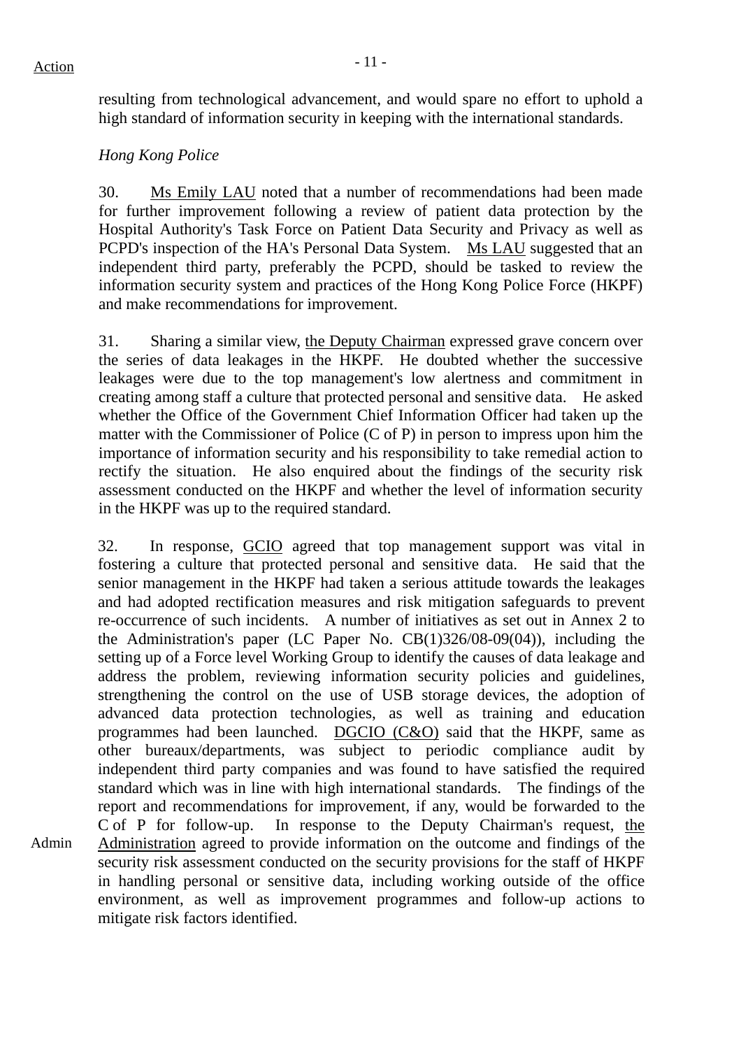Action

resulting from technological advancement, and would spare no effort to uphold a high standard of information security in keeping with the international standards.

*Hong Kong Police*

30. Ms Emily LAU noted that a number of recommendations had been made for further improvement following a review of patient data protection by the Hospital Authority's Task Force on Patient Data Security and Privacy as well as PCPD's inspection of the HA's Personal Data System. Ms LAU suggested that an independent third party, preferably the PCPD, should be tasked to review the information security system and practices of the Hong Kong Police Force (HKPF) and make recommendations for improvement.

31. Sharing a similar view, the Deputy Chairman expressed grave concern over the series of data leakages in the HKPF. He doubted whether the successive leakages were due to the top management's low alertness and commitment in creating among staff a culture that protected personal and sensitive data. He asked whether the Office of the Government Chief Information Officer had taken up the matter with the Commissioner of Police (C of P) in person to impress upon him the importance of information security and his responsibility to take remedial action to rectify the situation. He also enquired about the findings of the security risk assessment conducted on the HKPF and whether the level of information security in the HKPF was up to the required standard.

32. In response, GCIO agreed that top management support was vital in fostering a culture that protected personal and sensitive data. He said that the senior management in the HKPF had taken a serious attitude towards the leakages and had adopted rectification measures and risk mitigation safeguards to prevent re-occurrence of such incidents. A number of initiatives as set out in Annex 2 to the Administration's paper (LC Paper No. CB(1)326/08-09(04)), including the setting up of a Force level Working Group to identify the causes of data leakage and address the problem, reviewing information security policies and guidelines, strengthening the control on the use of USB storage devices, the adoption of advanced data protection technologies, as well as training and education programmes had been launched. DGCIO (C&O) said that the HKPF, same as other bureaux/departments, was subject to periodic compliance audit by independent third party companies and was found to have satisfied the required standard which was in line with high international standards. The findings of the report and recommendations for improvement, if any, would be forwarded to the C of P for follow-up. In response to the Deputy Chairman's request, the Administration agreed to provide information on the outcome and findings of the security risk assessment conducted on the security provisions for the staff of HKPF in handling personal or sensitive data, including working outside of the office environment, as well as improvement programmes and follow-up actions to mitigate risk factors identified.

Admin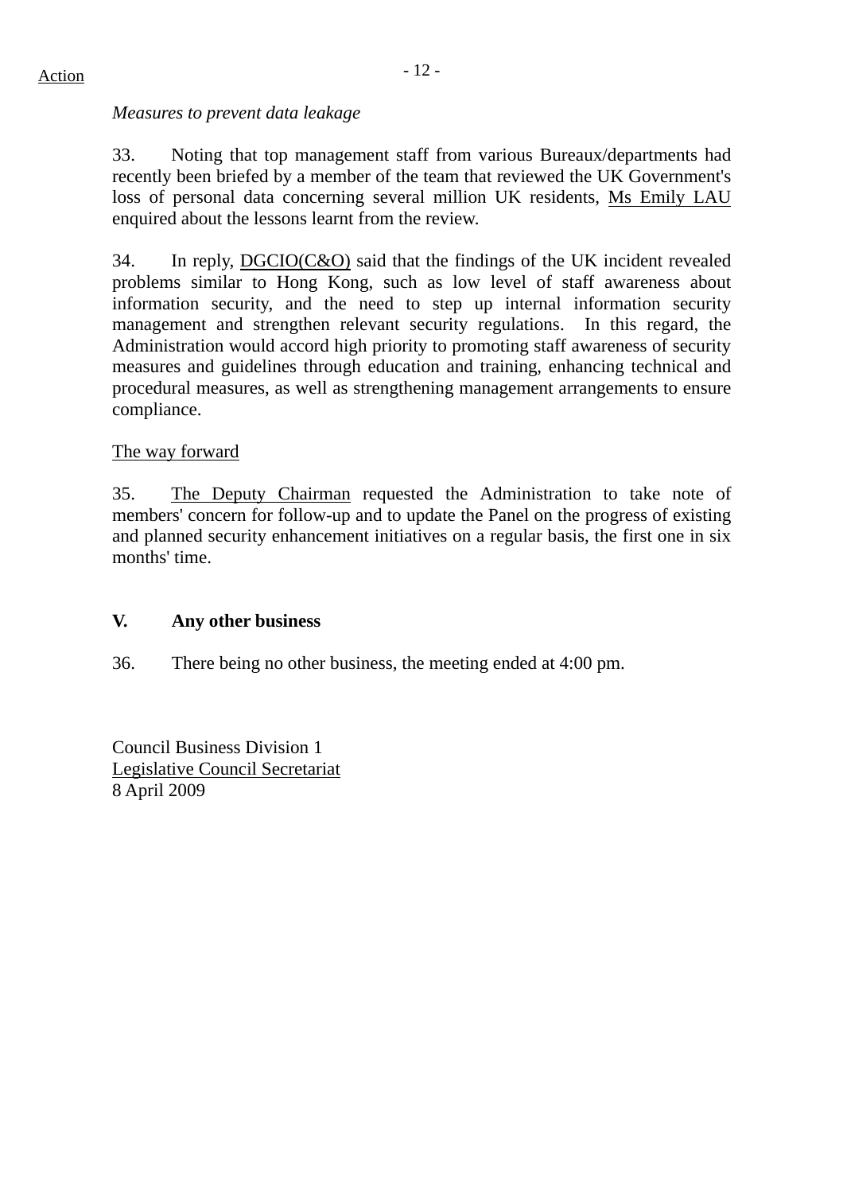Action

*Measures to prevent data leakage*

33. Noting that top management staff from various Bureaux/departments had recently been briefed by a member of the team that reviewed the UK Government's loss of personal data concerning several million UK residents, Ms Emily LAU enquired about the lessons learnt from the review.

34. In reply, DGCIO(C&O) said that the findings of the UK incident revealed problems similar to Hong Kong, such as low level of staff awareness about information security, and the need to step up internal information security management and strengthen relevant security regulations. In this regard, the Administration would accord high priority to promoting staff awareness of security measures and guidelines through education and training, enhancing technical and procedural measures, as well as strengthening management arrangements to ensure compliance.

The way forward

35. The Deputy Chairman requested the Administration to take note of members' concern for follow-up and to update the Panel on the progress of existing and planned security enhancement initiatives on a regular basis, the first one in six months' time.

## V. Any other business

36. There being no other business, the meeting ended at 4:00 pm.

Council Business Division 1
Legislative Council Secretariat
8 April 2009